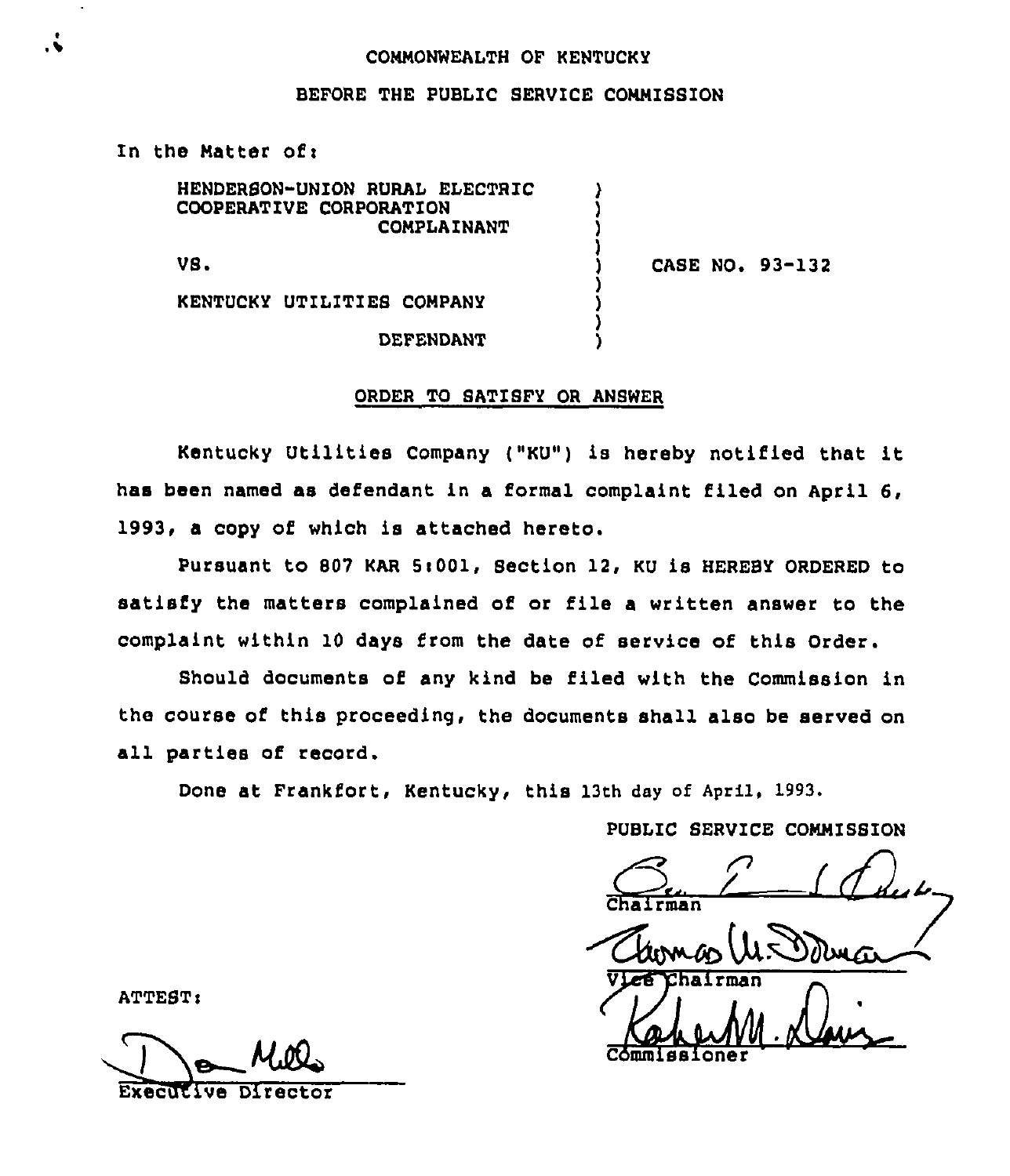COMMONWEALTH OF KENTUCKY

BEFORE THE PUBLIC SERVICE COMMISSION

In the Matter of:

| | | |
|---|---|---|
| HENDERSON-UNION RURAL ELECTRIC COOPERATIVE CORPORATION COMPLAINANT | ) | |
| VS. | ) | CASE NO. 93-132 |
| KENTUCKY UTILITIES COMPANY DEFENDANT | ) | |

## ORDER TO SATISFY OR ANSWER

Kentucky Utilities Company ("KU") is hereby notified that it has been named as defendant in a formal complaint filed on April 6, 1993, a copy of which is attached hereto.

Pursuant to 807 KAR 5:001, Section 12, KU is HEREBY ORDERED to satisfy the matters complained of or file a written answer to the complaint within 10 days from the date of service of this Order.

Should documents of any kind be filed with the Commission in the course of this proceeding, the documents shall also be served on all parties of record.

Done at Frankfort, Kentucky, this 13th day of April, 1993.

PUBLIC SERVICE COMMISSION

Chairman

Vice Chairman

Commissioner

ATTEST:

Executive Director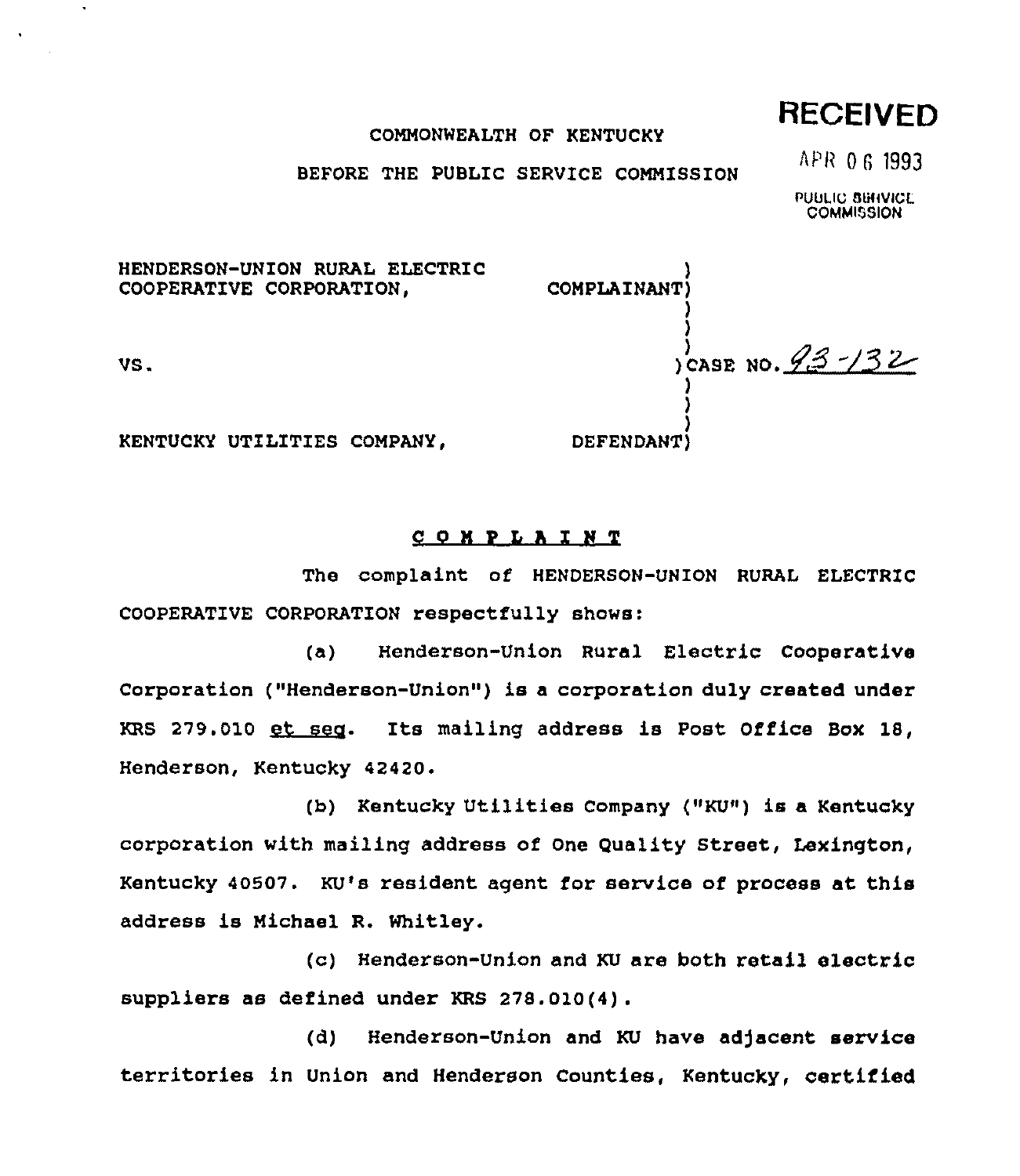**RECEIVED**

APR 06 1993

PUBLIC SERVICE COMMISSION

COMMONWEALTH OF KENTUCKY

BEFORE THE PUBLIC SERVICE COMMISSION

| | | |
|---|---|---|
| HENDERSON-UNION RURAL ELECTRIC COOPERATIVE CORPORATION, | COMPLAINANT) | |
| VS. | | )CASE NO. 93-132 |
| KENTUCKY UTILITIES COMPANY, | DEFENDANT) | |

## C O M P L A I N T

The complaint of HENDERSON-UNION RURAL ELECTRIC COOPERATIVE CORPORATION respectfully shows:

(a) Henderson-Union Rural Electric Cooperative Corporation ("Henderson-Union") is a corporation duly created under KRS 279.010 *et seq*. Its mailing address is Post Office Box 18, Henderson, Kentucky 42420.

(b) Kentucky Utilities Company ("KU") is a Kentucky corporation with mailing address of One Quality Street, Lexington, Kentucky 40507. KU's resident agent for service of process at this address is Michael R. Whitley.

(c) Henderson-Union and KU are both retail electric suppliers as defined under KRS 278.010(4).

(d) Henderson-Union and KU have adjacent service territories in Union and Henderson Counties, Kentucky, certified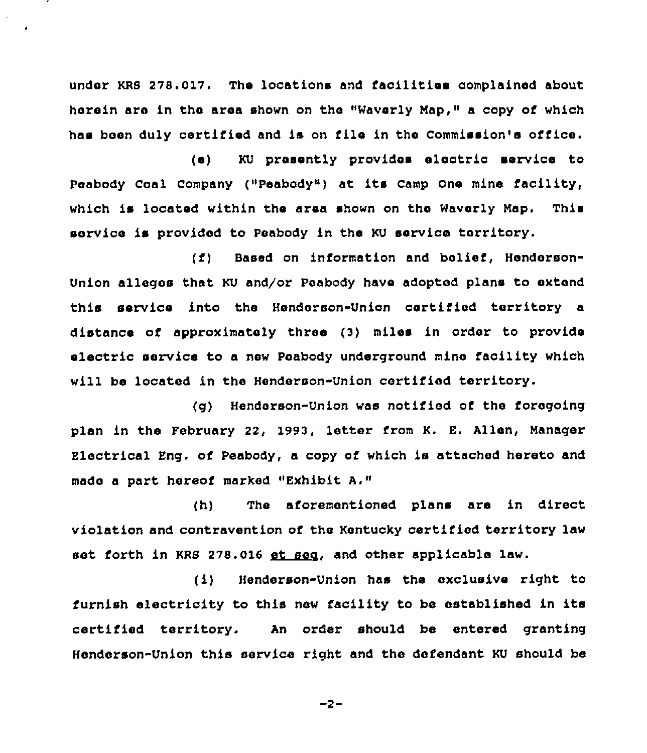under KRS 278.017. The locations and facilities complained about herein are in the area shown on the "Waverly Map," a copy of which has been duly certified and is on file in the Commission's office.

(e) KU presently provides electric service to Peabody Coal Company ("Peabody") at its Camp One mine facility, which is located within the area shown on the Waverly Map. This service is provided to Peabody in the KU service territory.

(f) Based on information and belief, Henderson-Union alleges that KU and/or Peabody have adopted plans to extend this service into the Henderson-Union certified territory a distance of approximately three (3) miles in order to provide electric service to a new Peabody underground mine facility which will be located in the Henderson-Union certified territory.

(g) Henderson-Union was notified of the foregoing plan in the February 22, 1993, letter from K. E. Allen, Manager Electrical Eng. of Peabody, a copy of which is attached hereto and made a part hereof marked "Exhibit A."

(h) The aforementioned plans are in direct violation and contravention of the Kentucky certified territory law set forth in KRS 278.016 et seq, and other applicable law.

(i) Henderson-Union has the exclusive right to furnish electricity to this new facility to be established in its certified territory. An order should be entered granting Henderson-Union this service right and the defendant KU should be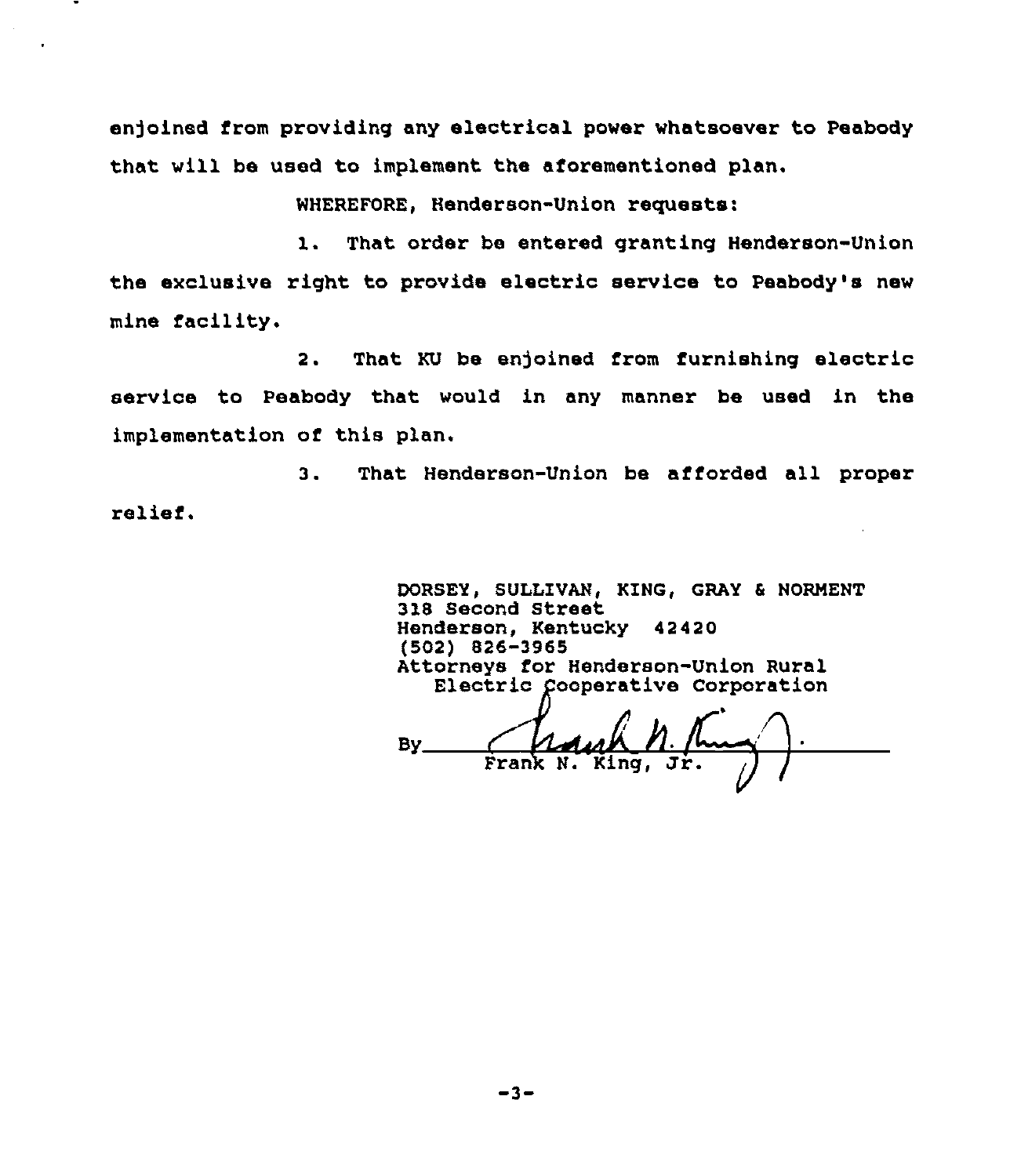enjoined from providing any electrical power whatsoever to Peabody that will be used to implement the aforementioned plan.

WHEREFORE, Henderson-Union requests:

1. That order be entered granting Henderson-Union the exclusive right to provide electric service to Peabody's new mine facility.

2. That KU be enjoined from furnishing electric service to Peabody that would in any manner be used in the implementation of this plan.

3. That Henderson-Union be afforded all proper relief.

DORSEY, SULLIVAN, KING, GRAY & NORMENT
318 Second Street
Henderson, Kentucky 42420
(502) 826-3965
Attorneys for Henderson-Union Rural Electric Cooperative Corporation

By Frank N. King, Jr.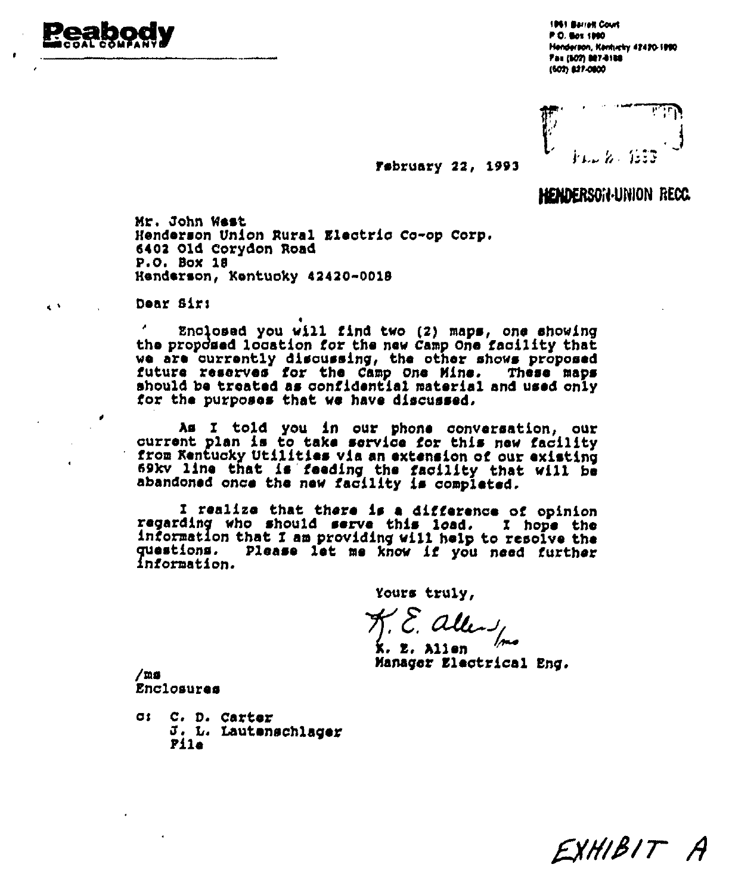**Peabody**
COAL COMPANY

1951 Barrett Court
P.O. Box 1990
Henderson, Kentucky 42420-1990
Fax (502) 827-8188
(502) 827-0800

FEB 2 1993
HENDERSON-UNION RECC

February 22, 1993

Mr. John West
Henderson Union Rural Electric Co-op Corp.
6402 Old Corydon Road
P.O. Box 18
Henderson, Kentucky 42420-0018

Dear Sir:

Enclosed you will find two (2) maps, one showing the proposed location for the new Camp One facility that we are currently discussing, the other shows proposed future reserves for the Camp One Mine. These maps should be treated as confidential material and used only for the purposes that we have discussed.

As I told you in our phone conversation, our current plan is to take service for this new facility from Kentucky Utilities via an extension of our existing 69kv line that is feeding the facility that will be abandoned once the new facility is completed.

I realize that there is a difference of opinion regarding who should serve this load. I hope the information that I am providing will help to resolve the questions. Please let me know if you need further information.

Yours truly,

K. E. Allen /ms

K. E. Allen
Manager Electrical Eng.

/ms
Enclosures

c: C. D. Carter
J. L. Lautenschlager
File

EXHIBIT A